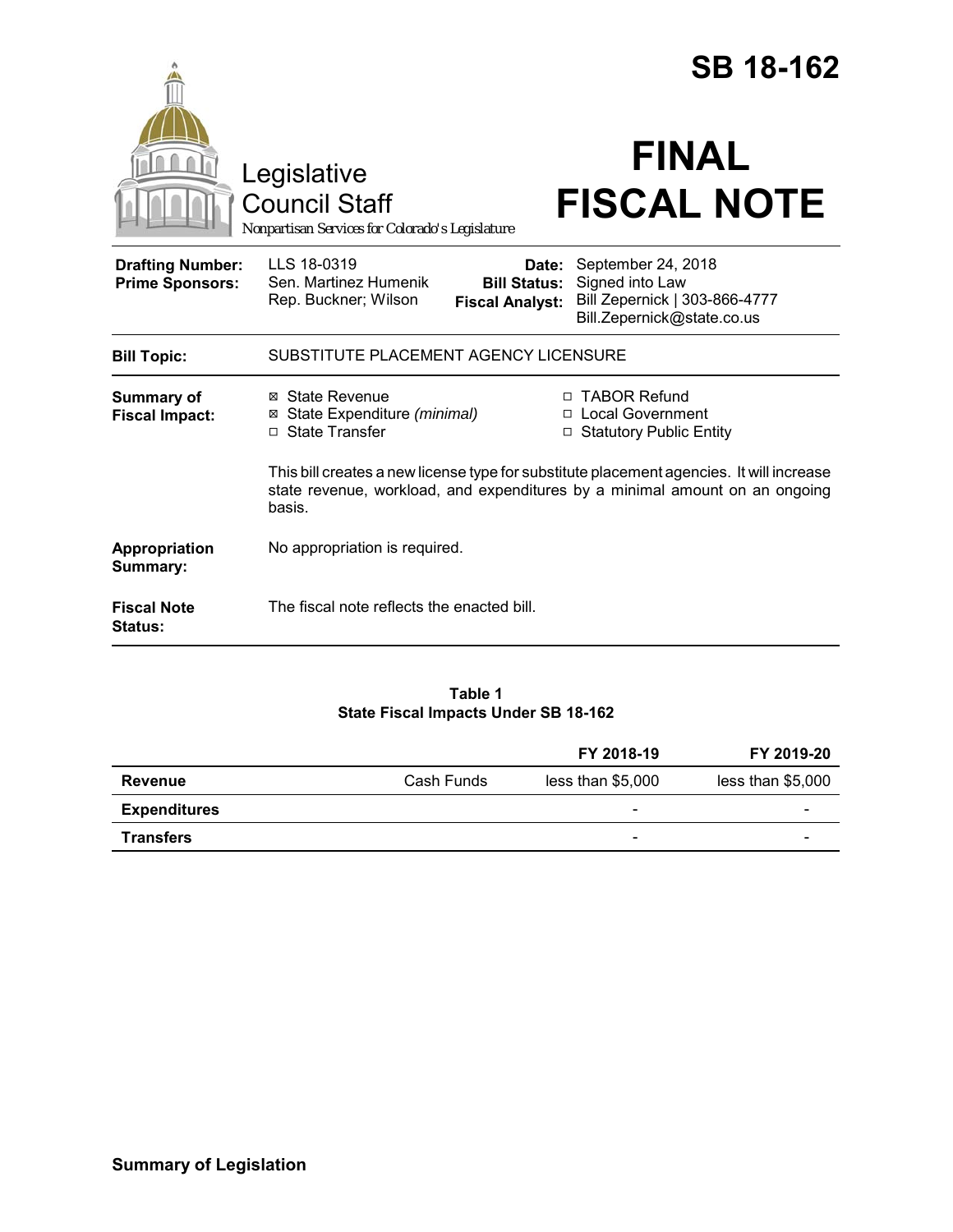# SB 18-162

Legislative Council Staff

Nonpartisan Services for Colorado's Legislature

# FINAL FISCAL NOTE

| | | | |
|---|---|---|---|
| **Drafting Number:** | LLS 18-0319 | **Date:** | September 24, 2018 |
| **Prime Sponsors:** | Sen. Martinez Humenik<br>Rep. Buckner; Wilson | **Bill Status:** | Signed into Law |
| | | **Fiscal Analyst:** | Bill Zepernick \| 303-866-4777<br>Bill.Zepernick@state.co.us |

**Bill Topic:** SUBSTITUTE PLACEMENT AGENCY LICENSURE

**Summary of Fiscal Impact:**

- ☒ State Revenue
- ☒ State Expenditure *(minimal)*
- ☐ State Transfer
- ☐ TABOR Refund
- ☐ Local Government
- ☐ Statutory Public Entity

This bill creates a new license type for substitute placement agencies. It will increase state revenue, workload, and expenditures by a minimal amount on an ongoing basis.

**Appropriation Summary:** No appropriation is required.

**Fiscal Note Status:** The fiscal note reflects the enacted bill.

**Table 1**
**State Fiscal Impacts Under SB 18-162**

| | | FY 2018-19 | FY 2019-20 |
|---|---|---|---|
| **Revenue** | Cash Funds | less than $5,000 | less than $5,000 |
| **Expenditures** | | - | - |
| **Transfers** | | - | - |

## Summary of Legislation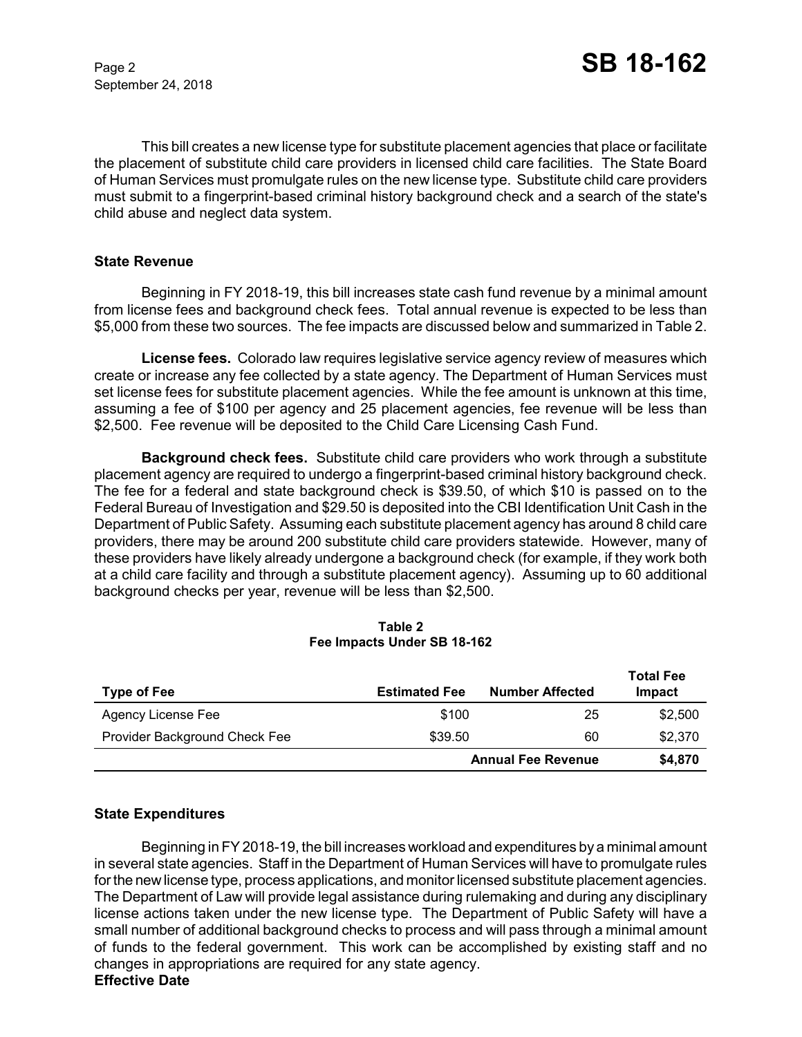This bill creates a new license type for substitute placement agencies that place or facilitate the placement of substitute child care providers in licensed child care facilities. The State Board of Human Services must promulgate rules on the new license type. Substitute child care providers must submit to a fingerprint-based criminal history background check and a search of the state's child abuse and neglect data system.

### State Revenue

Beginning in FY 2018-19, this bill increases state cash fund revenue by a minimal amount from license fees and background check fees. Total annual revenue is expected to be less than $5,000 from these two sources. The fee impacts are discussed below and summarized in Table 2.

**License fees.** Colorado law requires legislative service agency review of measures which create or increase any fee collected by a state agency. The Department of Human Services must set license fees for substitute placement agencies. While the fee amount is unknown at this time, assuming a fee of $100 per agency and 25 placement agencies, fee revenue will be less than $2,500. Fee revenue will be deposited to the Child Care Licensing Cash Fund.

**Background check fees.** Substitute child care providers who work through a substitute placement agency are required to undergo a fingerprint-based criminal history background check. The fee for a federal and state background check is $39.50, of which $10 is passed on to the Federal Bureau of Investigation and $29.50 is deposited into the CBI Identification Unit Cash in the Department of Public Safety. Assuming each substitute placement agency has around 8 child care providers, there may be around 200 substitute child care providers statewide. However, many of these providers have likely already undergone a background check (for example, if they work both at a child care facility and through a substitute placement agency). Assuming up to 60 additional background checks per year, revenue will be less than $2,500.

**Table 2**
**Fee Impacts Under SB 18-162**

| Type of Fee | Estimated Fee | Number Affected | Total Fee Impact |
|---|---|---|---|
| Agency License Fee | $100 | 25 | $2,500 |
| Provider Background Check Fee | $39.50 | 60 | $2,370 |
| | | **Annual Fee Revenue** | **$4,870** |

### State Expenditures

Beginning in FY 2018-19, the bill increases workload and expenditures by a minimal amount in several state agencies. Staff in the Department of Human Services will have to promulgate rules for the new license type, process applications, and monitor licensed substitute placement agencies. The Department of Law will provide legal assistance during rulemaking and during any disciplinary license actions taken under the new license type. The Department of Public Safety will have a small number of additional background checks to process and will pass through a minimal amount of funds to the federal government. This work can be accomplished by existing staff and no changes in appropriations are required for any state agency.

### Effective Date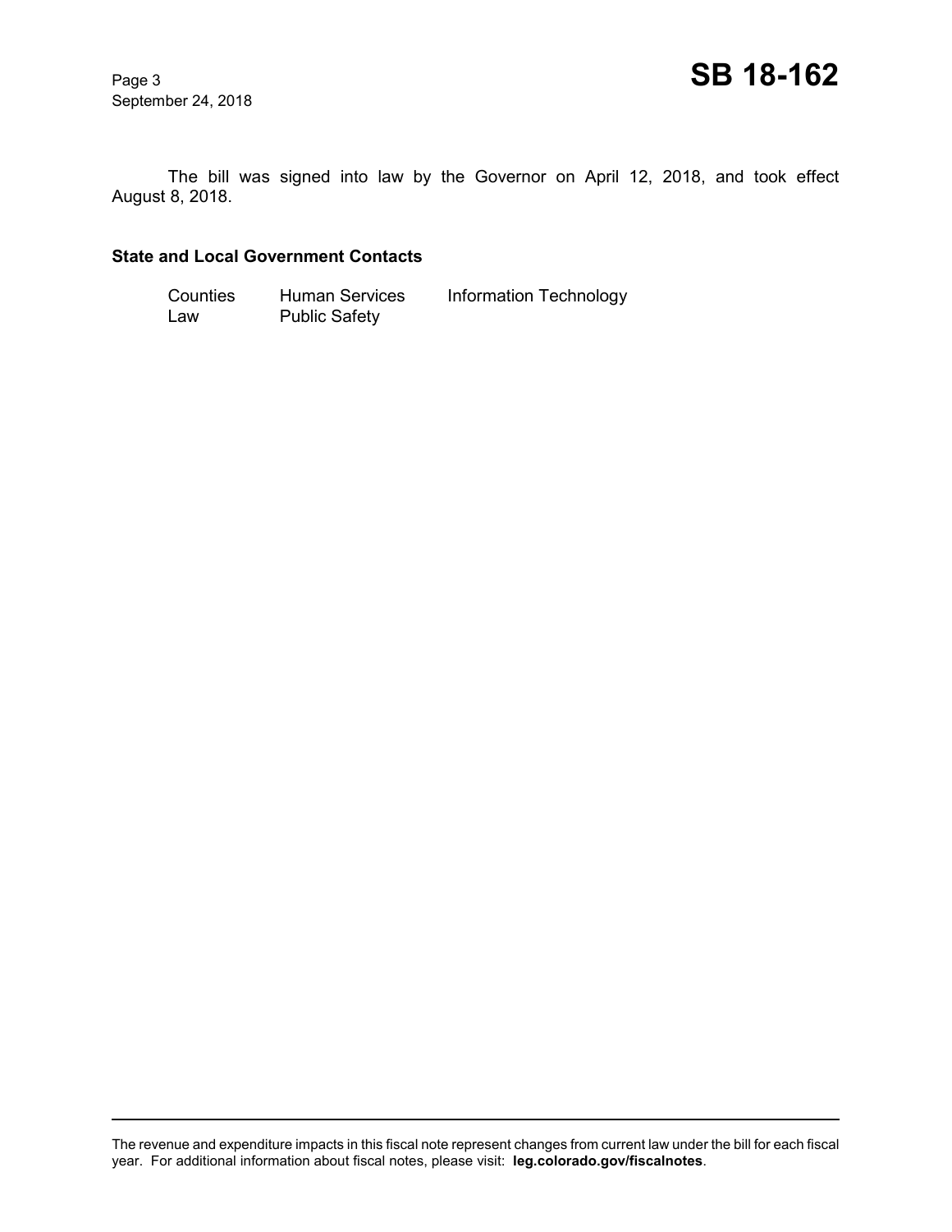The bill was signed into law by the Governor on April 12, 2018, and took effect August 8, 2018.

### State and Local Government Contacts

| | | |
|---|---|---|
| Counties | Human Services | Information Technology |
| Law | Public Safety | |

The revenue and expenditure impacts in this fiscal note represent changes from current law under the bill for each fiscal year. For additional information about fiscal notes, please visit: **leg.colorado.gov/fiscalnotes**.